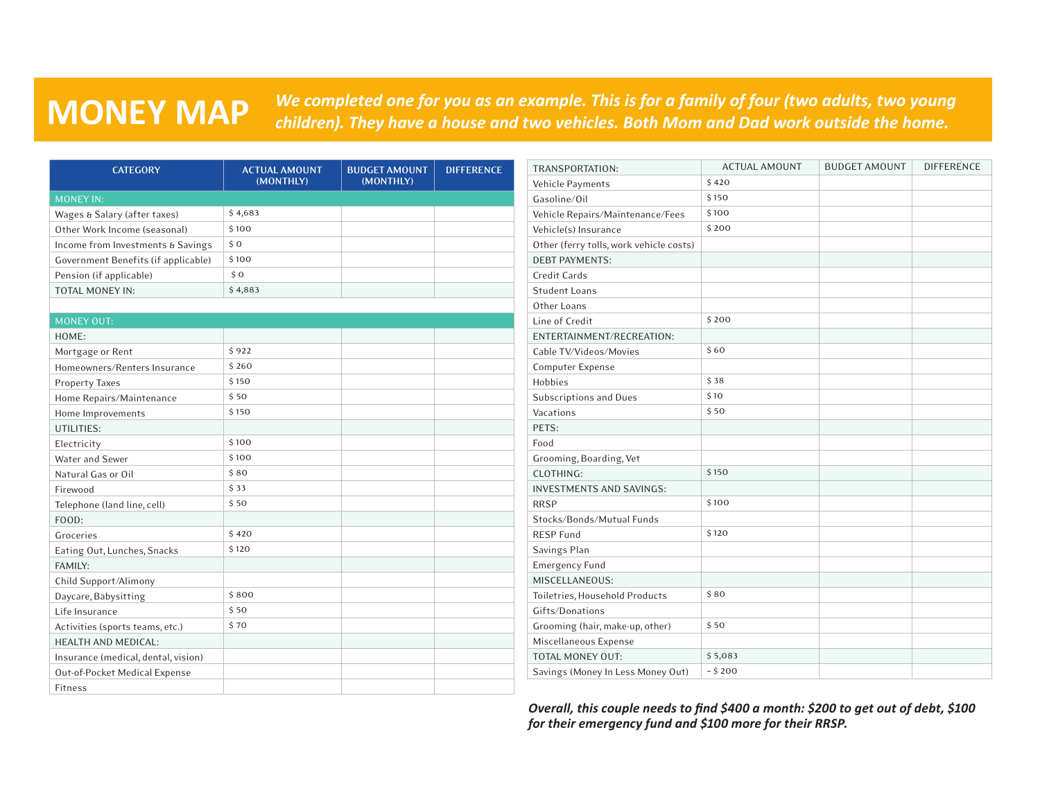# MONEY MAP

***We completed one for you as an example. This is for a family of four (two adults, two young children). They have a house and two vehicles. Both Mom and Dad work outside the home.***

| CATEGORY | ACTUAL AMOUNT (MONTHLY) | BUDGET AMOUNT (MONTHLY) | DIFFERENCE |
|---|---|---|---|
| MONEY IN: | | | |
| Wages & Salary (after taxes) | $ 4,683 | | |
| Other Work Income (seasonal) | $ 100 | | |
| Income from Investments & Savings | $ 0 | | |
| Government Benefits (if applicable) | $ 100 | | |
| Pension (if applicable) | $ 0 | | |
| TOTAL MONEY IN: | $ 4,883 | | |
| | | | |
| MONEY OUT: | | | |
| HOME: | | | |
| Mortgage or Rent | $ 922 | | |
| Homeowners/Renters Insurance | $ 260 | | |
| Property Taxes | $ 150 | | |
| Home Repairs/Maintenance | $ 50 | | |
| Home Improvements | $ 150 | | |
| UTILITIES: | | | |
| Electricity | $ 100 | | |
| Water and Sewer | $ 100 | | |
| Natural Gas or Oil | $ 80 | | |
| Firewood | $ 33 | | |
| Telephone (land line, cell) | $ 50 | | |
| FOOD: | | | |
| Groceries | $ 420 | | |
| Eating Out, Lunches, Snacks | $ 120 | | |
| FAMILY: | | | |
| Child Support/Alimony | | | |
| Daycare, Babysitting | $ 800 | | |
| Life Insurance | $ 50 | | |
| Activities (sports teams, etc.) | $ 70 | | |
| HEALTH AND MEDICAL: | | | |
| Insurance (medical, dental, vision) | | | |
| Out-of-Pocket Medical Expense | | | |
| Fitness | | | |

| TRANSPORTATION: | ACTUAL AMOUNT | BUDGET AMOUNT | DIFFERENCE |
|---|---|---|---|
| Vehicle Payments | $ 420 | | |
| Gasoline/Oil | $ 150 | | |
| Vehicle Repairs/Maintenance/Fees | $ 100 | | |
| Vehicle(s) Insurance | $ 200 | | |
| Other (ferry tolls, work vehicle costs) | | | |
| DEBT PAYMENTS: | | | |
| Credit Cards | | | |
| Student Loans | | | |
| Other Loans | | | |
| Line of Credit | $ 200 | | |
| ENTERTAINMENT/RECREATION: | | | |
| Cable TV/Videos/Movies | $ 60 | | |
| Computer Expense | | | |
| Hobbies | $ 38 | | |
| Subscriptions and Dues | $ 10 | | |
| Vacations | $ 50 | | |
| PETS: | | | |
| Food | | | |
| Grooming, Boarding, Vet | | | |
| CLOTHING: | $ 150 | | |
| INVESTMENTS AND SAVINGS: | | | |
| RRSP | $ 100 | | |
| Stocks/Bonds/Mutual Funds | | | |
| RESP Fund | $ 120 | | |
| Savings Plan | | | |
| Emergency Fund | | | |
| MISCELLANEOUS: | | | |
| Toiletries, Household Products | $ 80 | | |
| Gifts/Donations | | | |
| Grooming (hair, make-up, other) | $ 50 | | |
| Miscellaneous Expense | | | |
| TOTAL MONEY OUT: | $ 5,083 | | |
| Savings (Money In Less Money Out) | – $ 200 | | |

***Overall, this couple needs to find $400 a month: $200 to get out of debt, $100 for their emergency fund and $100 more for their RRSP.***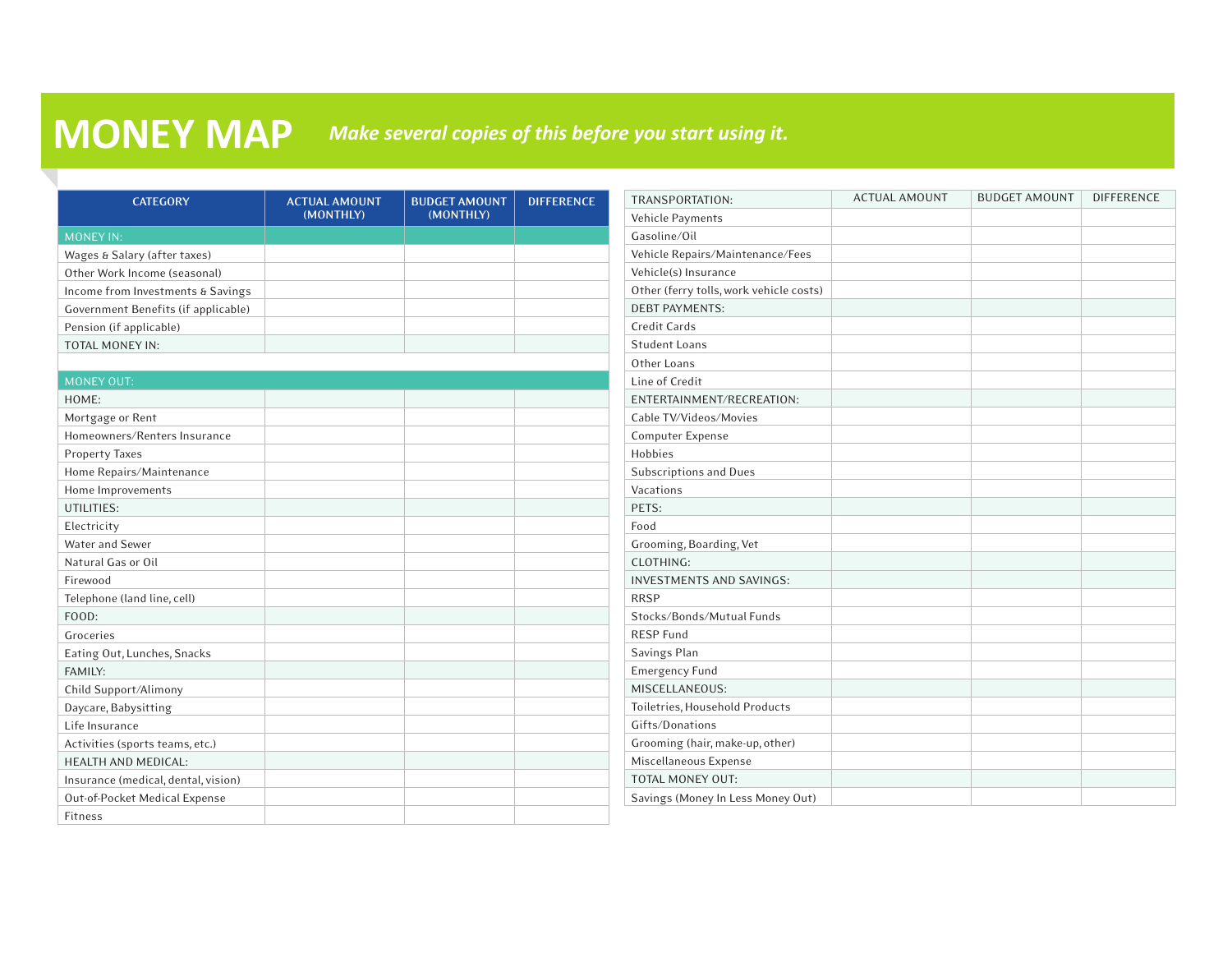# MONEY MAP

*Make several copies of this before you start using it.*

| CATEGORY | ACTUAL AMOUNT (MONTHLY) | BUDGET AMOUNT (MONTHLY) | DIFFERENCE |
|---|---|---|---|
| MONEY IN: | | | |
| Wages & Salary (after taxes) | | | |
| Other Work Income (seasonal) | | | |
| Income from Investments & Savings | | | |
| Government Benefits (if applicable) | | | |
| Pension (if applicable) | | | |
| TOTAL MONEY IN: | | | |
| MONEY OUT: | | | |
| HOME: | | | |
| Mortgage or Rent | | | |
| Homeowners/Renters Insurance | | | |
| Property Taxes | | | |
| Home Repairs/Maintenance | | | |
| Home Improvements | | | |
| UTILITIES: | | | |
| Electricity | | | |
| Water and Sewer | | | |
| Natural Gas or Oil | | | |
| Firewood | | | |
| Telephone (land line, cell) | | | |
| FOOD: | | | |
| Groceries | | | |
| Eating Out, Lunches, Snacks | | | |
| FAMILY: | | | |
| Child Support/Alimony | | | |
| Daycare, Babysitting | | | |
| Life Insurance | | | |
| Activities (sports teams, etc.) | | | |
| HEALTH AND MEDICAL: | | | |
| Insurance (medical, dental, vision) | | | |
| Out-of-Pocket Medical Expense | | | |
| Fitness | | | |

| TRANSPORTATION: | ACTUAL AMOUNT | BUDGET AMOUNT | DIFFERENCE |
|---|---|---|---|
| Vehicle Payments | | | |
| Gasoline/Oil | | | |
| Vehicle Repairs/Maintenance/Fees | | | |
| Vehicle(s) Insurance | | | |
| Other (ferry tolls, work vehicle costs) | | | |
| DEBT PAYMENTS: | | | |
| Credit Cards | | | |
| Student Loans | | | |
| Other Loans | | | |
| Line of Credit | | | |
| ENTERTAINMENT/RECREATION: | | | |
| Cable TV/Videos/Movies | | | |
| Computer Expense | | | |
| Hobbies | | | |
| Subscriptions and Dues | | | |
| Vacations | | | |
| PETS: | | | |
| Food | | | |
| Grooming, Boarding, Vet | | | |
| CLOTHING: | | | |
| INVESTMENTS AND SAVINGS: | | | |
| RRSP | | | |
| Stocks/Bonds/Mutual Funds | | | |
| RESP Fund | | | |
| Savings Plan | | | |
| Emergency Fund | | | |
| MISCELLANEOUS: | | | |
| Toiletries, Household Products | | | |
| Gifts/Donations | | | |
| Grooming (hair, make-up, other) | | | |
| Miscellaneous Expense | | | |
| TOTAL MONEY OUT: | | | |
| Savings (Money In Less Money Out) | | | |